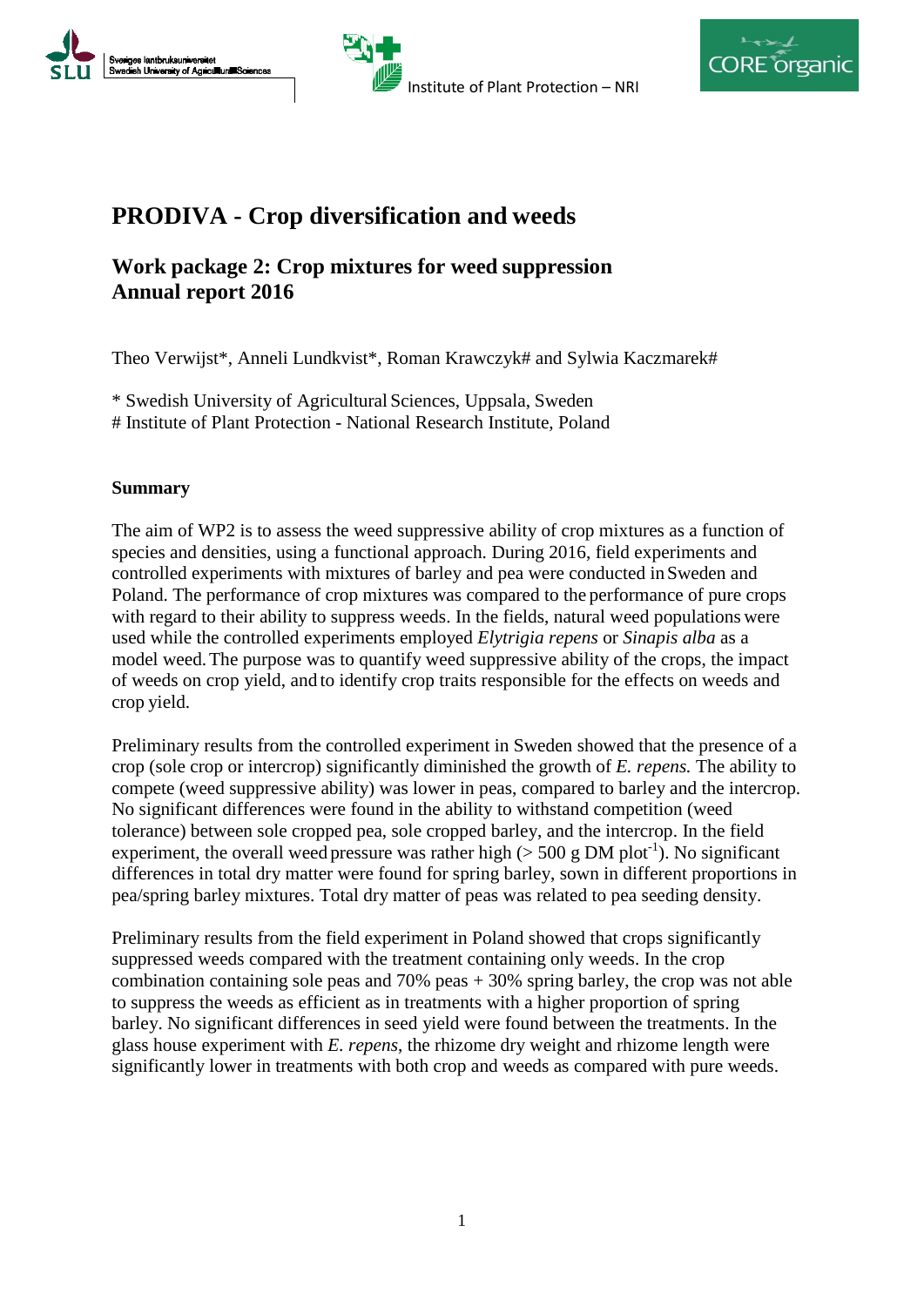# PRODIVA - Crop diversification and weeds

## Work package 2: Crop mixtures for weed suppression
## Annual report 2016

Theo Verwijst*, Anneli Lundkvist*, Roman Krawczyk# and Sylwia Kaczmarek#

\* Swedish University of Agricultural Sciences, Uppsala, Sweden
# Institute of Plant Protection - National Research Institute, Poland

### Summary

The aim of WP2 is to assess the weed suppressive ability of crop mixtures as a function of species and densities, using a functional approach. During 2016, field experiments and controlled experiments with mixtures of barley and pea were conducted in Sweden and Poland. The performance of crop mixtures was compared to the performance of pure crops with regard to their ability to suppress weeds. In the fields, natural weed populations were used while the controlled experiments employed *Elytrigia repens* or *Sinapis alba* as a model weed. The purpose was to quantify weed suppressive ability of the crops, the impact of weeds on crop yield, and to identify crop traits responsible for the effects on weeds and crop yield.

Preliminary results from the controlled experiment in Sweden showed that the presence of a crop (sole crop or intercrop) significantly diminished the growth of *E. repens.* The ability to compete (weed suppressive ability) was lower in peas, compared to barley and the intercrop. No significant differences were found in the ability to withstand competition (weed tolerance) between sole cropped pea, sole cropped barley, and the intercrop. In the field experiment, the overall weed pressure was rather high (> 500 g DM plot$^{-1}$). No significant differences in total dry matter were found for spring barley, sown in different proportions in pea/spring barley mixtures. Total dry matter of peas was related to pea seeding density.

Preliminary results from the field experiment in Poland showed that crops significantly suppressed weeds compared with the treatment containing only weeds. In the crop combination containing sole peas and 70% peas + 30% spring barley, the crop was not able to suppress the weeds as efficient as in treatments with a higher proportion of spring barley. No significant differences in seed yield were found between the treatments. In the glass house experiment with *E. repens*, the rhizome dry weight and rhizome length were significantly lower in treatments with both crop and weeds as compared with pure weeds.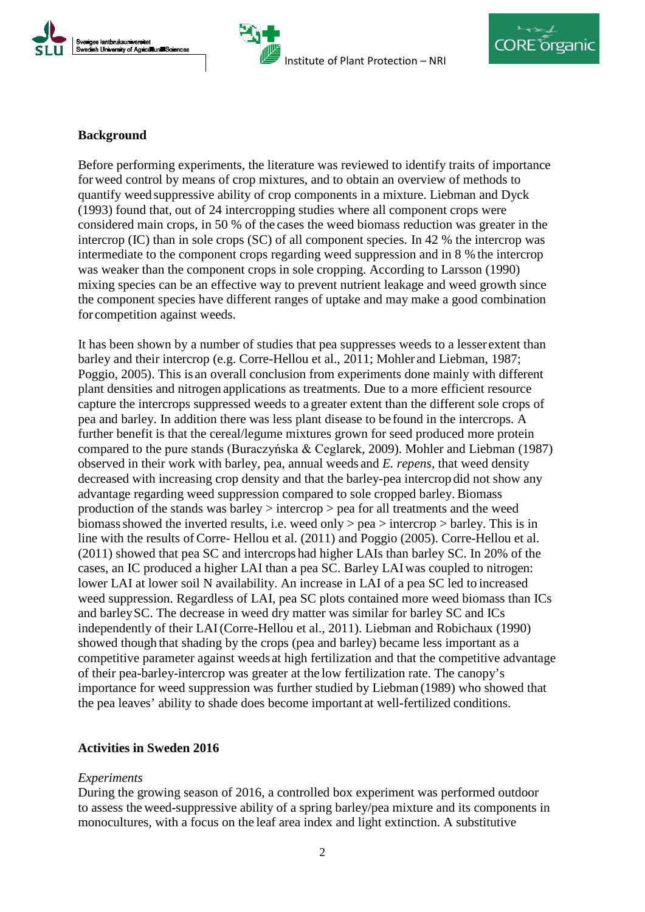**Background**

Before performing experiments, the literature was reviewed to identify traits of importance for weed control by means of crop mixtures, and to obtain an overview of methods to quantify weed suppressive ability of crop components in a mixture. Liebman and Dyck (1993) found that, out of 24 intercropping studies where all component crops were considered main crops, in 50 % of the cases the weed biomass reduction was greater in the intercrop (IC) than in sole crops (SC) of all component species. In 42 % the intercrop was intermediate to the component crops regarding weed suppression and in 8 % the intercrop was weaker than the component crops in sole cropping. According to Larsson (1990) mixing species can be an effective way to prevent nutrient leakage and weed growth since the component species have different ranges of uptake and may make a good combination for competition against weeds.

It has been shown by a number of studies that pea suppresses weeds to a lesser extent than barley and their intercrop (e.g. Corre-Hellou et al., 2011; Mohler and Liebman, 1987; Poggio, 2005). This is an overall conclusion from experiments done mainly with different plant densities and nitrogen applications as treatments. Due to a more efficient resource capture the intercrops suppressed weeds to a greater extent than the different sole crops of pea and barley. In addition there was less plant disease to be found in the intercrops. A further benefit is that the cereal/legume mixtures grown for seed produced more protein compared to the pure stands (Buraczyńska & Ceglarek, 2009). Mohler and Liebman (1987) observed in their work with barley, pea, annual weeds and *E. repens*, that weed density decreased with increasing crop density and that the barley-pea intercrop did not show any advantage regarding weed suppression compared to sole cropped barley. Biomass production of the stands was barley > intercrop > pea for all treatments and the weed biomass showed the inverted results, i.e. weed only > pea > intercrop > barley. This is in line with the results of Corre- Hellou et al. (2011) and Poggio (2005). Corre-Hellou et al. (2011) showed that pea SC and intercrops had higher LAIs than barley SC. In 20% of the cases, an IC produced a higher LAI than a pea SC. Barley LAI was coupled to nitrogen: lower LAI at lower soil N availability. An increase in LAI of a pea SC led to increased weed suppression. Regardless of LAI, pea SC plots contained more weed biomass than ICs and barley SC. The decrease in weed dry matter was similar for barley SC and ICs independently of their LAI (Corre-Hellou et al., 2011). Liebman and Robichaux (1990) showed though that shading by the crops (pea and barley) became less important as a competitive parameter against weeds at high fertilization and that the competitive advantage of their pea-barley-intercrop was greater at the low fertilization rate. The canopy's importance for weed suppression was further studied by Liebman (1989) who showed that the pea leaves' ability to shade does become important at well-fertilized conditions.

**Activities in Sweden 2016**

*Experiments*

During the growing season of 2016, a controlled box experiment was performed outdoor to assess the weed-suppressive ability of a spring barley/pea mixture and its components in monocultures, with a focus on the leaf area index and light extinction. A substitutive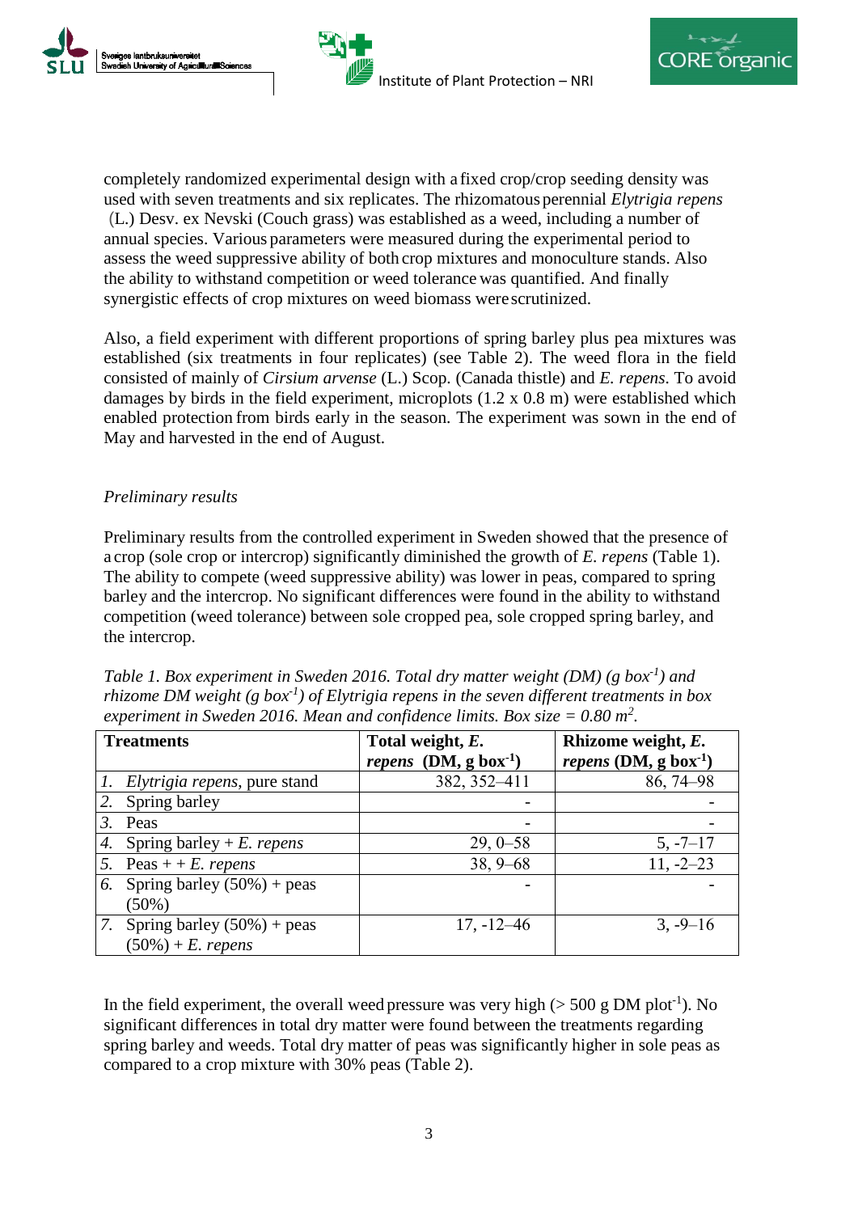completely randomized experimental design with a fixed crop/crop seeding density was used with seven treatments and six replicates. The rhizomatous perennial *Elytrigia repens* (L.) Desv. ex Nevski (Couch grass) was established as a weed, including a number of annual species. Various parameters were measured during the experimental period to assess the weed suppressive ability of both crop mixtures and monoculture stands. Also the ability to withstand competition or weed tolerance was quantified. And finally synergistic effects of crop mixtures on weed biomass were scrutinized.

Also, a field experiment with different proportions of spring barley plus pea mixtures was established (six treatments in four replicates) (see Table 2). The weed flora in the field consisted of mainly of *Cirsium arvense* (L.) Scop. (Canada thistle) and *E. repens*. To avoid damages by birds in the field experiment, microplots (1.2 x 0.8 m) were established which enabled protection from birds early in the season. The experiment was sown in the end of May and harvested in the end of August.

*Preliminary results*

Preliminary results from the controlled experiment in Sweden showed that the presence of a crop (sole crop or intercrop) significantly diminished the growth of *E. repens* (Table 1). The ability to compete (weed suppressive ability) was lower in peas, compared to spring barley and the intercrop. No significant differences were found in the ability to withstand competition (weed tolerance) between sole cropped pea, sole cropped spring barley, and the intercrop.

*Table 1. Box experiment in Sweden 2016. Total dry matter weight (DM) (g box$^{-1}$) and rhizome DM weight (g box$^{-1}$) of Elytrigia repens in the seven different treatments in box experiment in Sweden 2016. Mean and confidence limits. Box size = 0.80 m$^2$.*

| **Treatments** | **Total weight, *E. repens* (DM, g box$^{-1}$)** | **Rhizome weight, *E. repens* (DM, g box$^{-1}$)** |
|---|---|---|
| *1.* *Elytrigia repens*, pure stand | 382, 352–411 | 86, 74–98 |
| *2.* Spring barley | - | - |
| *3.* Peas | - | - |
| *4.* Spring barley + *E. repens* | 29, 0–58 | 5, -7–17 |
| *5.* Peas + + *E. repens* | 38, 9–68 | 11, -2–23 |
| *6.* Spring barley (50%) + peas (50%) | - | - |
| *7.* Spring barley (50%) + peas (50%) + *E. repens* | 17, -12–46 | 3, -9–16 |

In the field experiment, the overall weed pressure was very high (> 500 g DM plot$^{-1}$). No significant differences in total dry matter were found between the treatments regarding spring barley and weeds. Total dry matter of peas was significantly higher in sole peas as compared to a crop mixture with 30% peas (Table 2).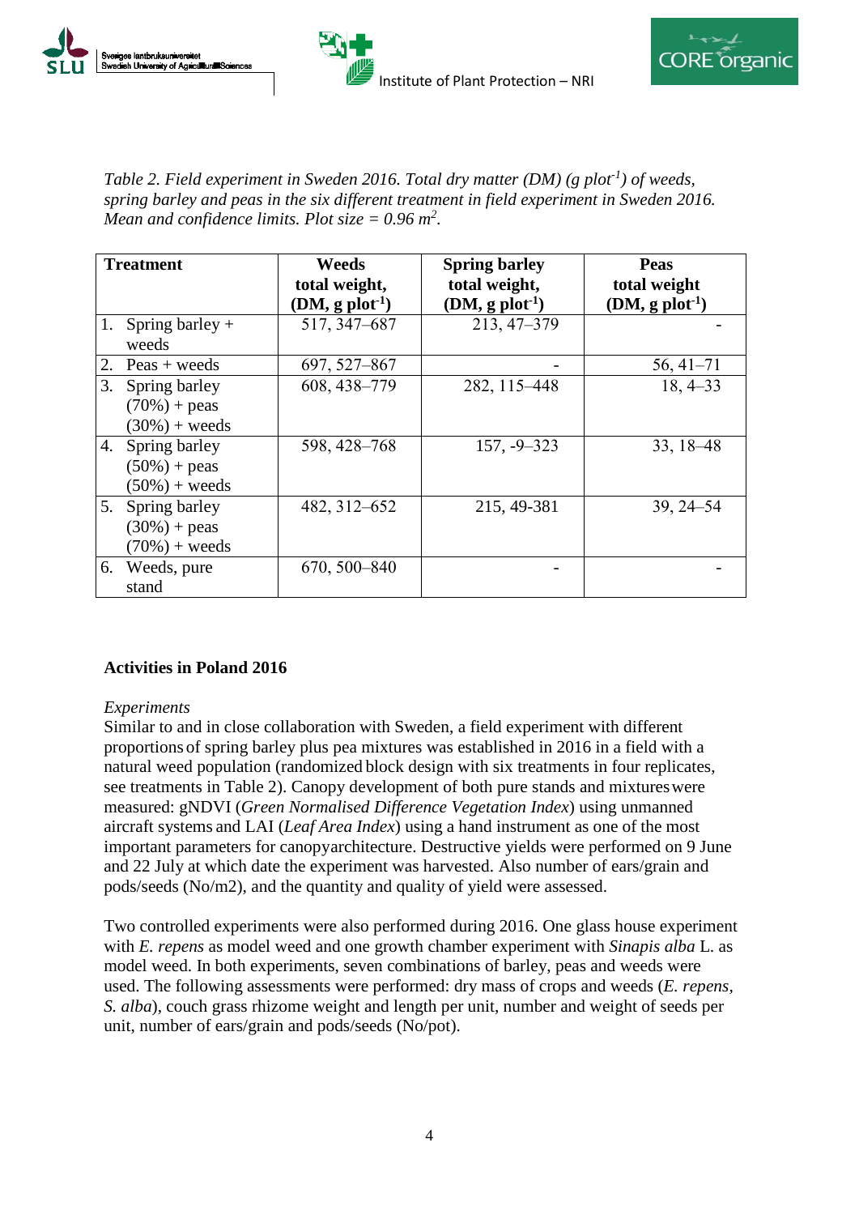*Table 2. Field experiment in Sweden 2016. Total dry matter (DM) (g plot$^{-1}$) of weeds, spring barley and peas in the six different treatment in field experiment in Sweden 2016. Mean and confidence limits. Plot size = 0.96 m$^2$.*

| Treatment | Weeds total weight, (DM, g plot$^{-1}$) | Spring barley total weight, (DM, g plot$^{-1}$) | Peas total weight (DM, g plot$^{-1}$) |
|---|---|---|---|
| 1. Spring barley + weeds | 517, 347–687 | 213, 47–379 | - |
| 2. Peas + weeds | 697, 527–867 | - | 56, 41–71 |
| 3. Spring barley (70%) + peas (30%) + weeds | 608, 438–779 | 282, 115–448 | 18, 4–33 |
| 4. Spring barley (50%) + peas (50%) + weeds | 598, 428–768 | 157, -9–323 | 33, 18–48 |
| 5. Spring barley (30%) + peas (70%) + weeds | 482, 312–652 | 215, 49-381 | 39, 24–54 |
| 6. Weeds, pure stand | 670, 500–840 | - | - |

**Activities in Poland 2016**

*Experiments*

Similar to and in close collaboration with Sweden, a field experiment with different proportions of spring barley plus pea mixtures was established in 2016 in a field with a natural weed population (randomized block design with six treatments in four replicates, see treatments in Table 2). Canopy development of both pure stands and mixtures were measured: gNDVI (*Green Normalised Difference Vegetation Index*) using unmanned aircraft systems and LAI (*Leaf Area Index*) using a hand instrument as one of the most important parameters for canopyarchitecture. Destructive yields were performed on 9 June and 22 July at which date the experiment was harvested. Also number of ears/grain and pods/seeds (No/m2), and the quantity and quality of yield were assessed.

Two controlled experiments were also performed during 2016. One glass house experiment with *E. repens* as model weed and one growth chamber experiment with *Sinapis alba* L. as model weed. In both experiments, seven combinations of barley, peas and weeds were used. The following assessments were performed: dry mass of crops and weeds (*E. repens, S. alba*), couch grass rhizome weight and length per unit, number and weight of seeds per unit, number of ears/grain and pods/seeds (No/pot).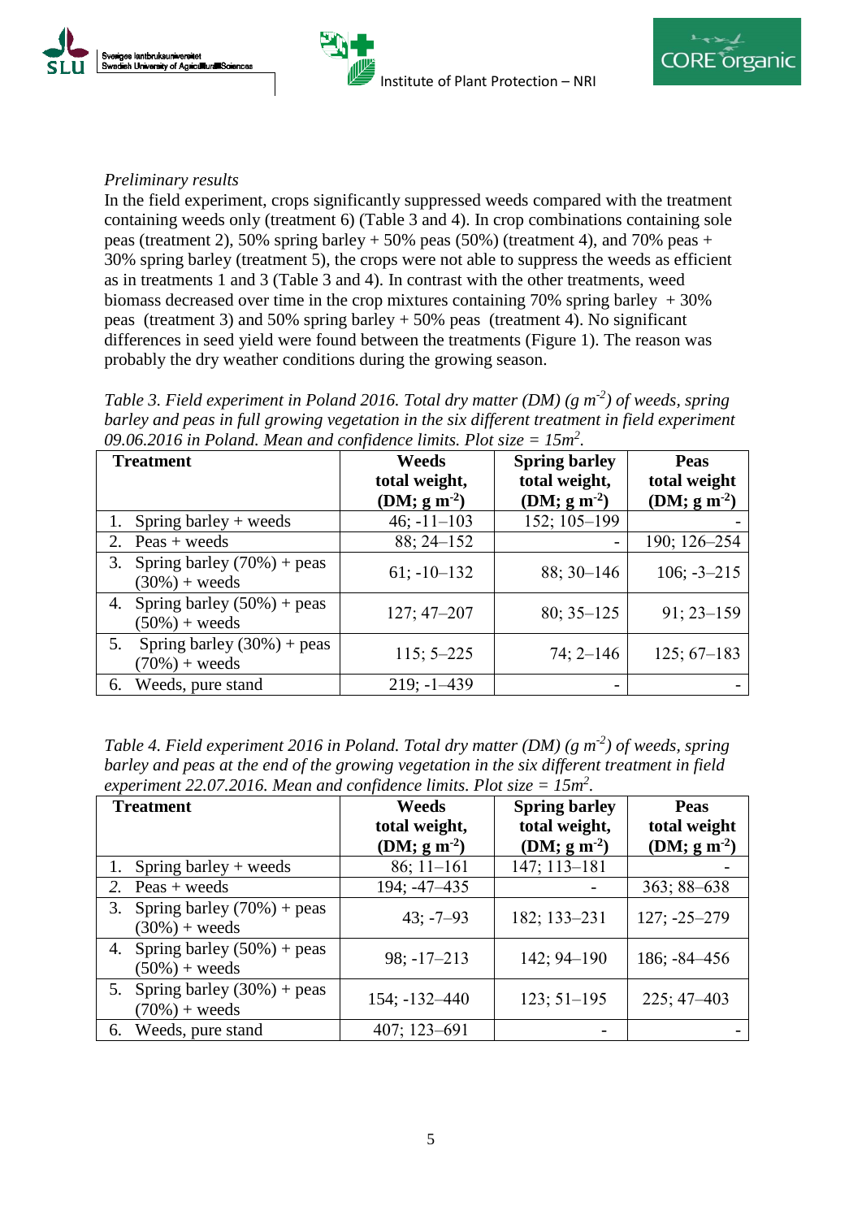*Preliminary results*

In the field experiment, crops significantly suppressed weeds compared with the treatment containing weeds only (treatment 6) (Table 3 and 4). In crop combinations containing sole peas (treatment 2), 50% spring barley + 50% peas (50%) (treatment 4), and 70% peas + 30% spring barley (treatment 5), the crops were not able to suppress the weeds as efficient as in treatments 1 and 3 (Table 3 and 4). In contrast with the other treatments, weed biomass decreased over time in the crop mixtures containing 70% spring barley + 30% peas (treatment 3) and 50% spring barley + 50% peas (treatment 4). No significant differences in seed yield were found between the treatments (Figure 1). The reason was probably the dry weather conditions during the growing season.

*Table 3. Field experiment in Poland 2016. Total dry matter (DM) (g m$^{-2}$) of weeds, spring barley and peas in full growing vegetation in the six different treatment in field experiment 09.06.2016 in Poland. Mean and confidence limits. Plot size = 15m$^2$.*

| Treatment | Weeds total weight, (DM; g m$^{-2}$) | Spring barley total weight, (DM; g m$^{-2}$) | Peas total weight (DM; g m$^{-2}$) |
|---|---|---|---|
| 1. Spring barley + weeds | 46; -11–103 | 152; 105–199 | - |
| 2. Peas + weeds | 88; 24–152 | - | 190; 126–254 |
| 3. Spring barley (70%) + peas (30%) + weeds | 61; -10–132 | 88; 30–146 | 106; -3–215 |
| 4. Spring barley (50%) + peas (50%) + weeds | 127; 47–207 | 80; 35–125 | 91; 23–159 |
| 5. Spring barley (30%) + peas (70%) + weeds | 115; 5–225 | 74; 2–146 | 125; 67–183 |
| 6. Weeds, pure stand | 219; -1–439 | - | - |

*Table 4. Field experiment 2016 in Poland. Total dry matter (DM) (g m$^{-2}$) of weeds, spring barley and peas at the end of the growing vegetation in the six different treatment in field experiment 22.07.2016. Mean and confidence limits. Plot size = 15m$^2$.*

| Treatment | Weeds total weight, (DM; g m$^{-2}$) | Spring barley total weight, (DM; g m$^{-2}$) | Peas total weight (DM; g m$^{-2}$) |
|---|---|---|---|
| 1. Spring barley + weeds | 86; 11–161 | 147; 113–181 | - |
| 2. Peas + weeds | 194; -47–435 | - | 363; 88–638 |
| 3. Spring barley (70%) + peas (30%) + weeds | 43; -7–93 | 182; 133–231 | 127; -25–279 |
| 4. Spring barley (50%) + peas (50%) + weeds | 98; -17–213 | 142; 94–190 | 186; -84–456 |
| 5. Spring barley (30%) + peas (70%) + weeds | 154; -132–440 | 123; 51–195 | 225; 47–403 |
| 6. Weeds, pure stand | 407; 123–691 | - | - |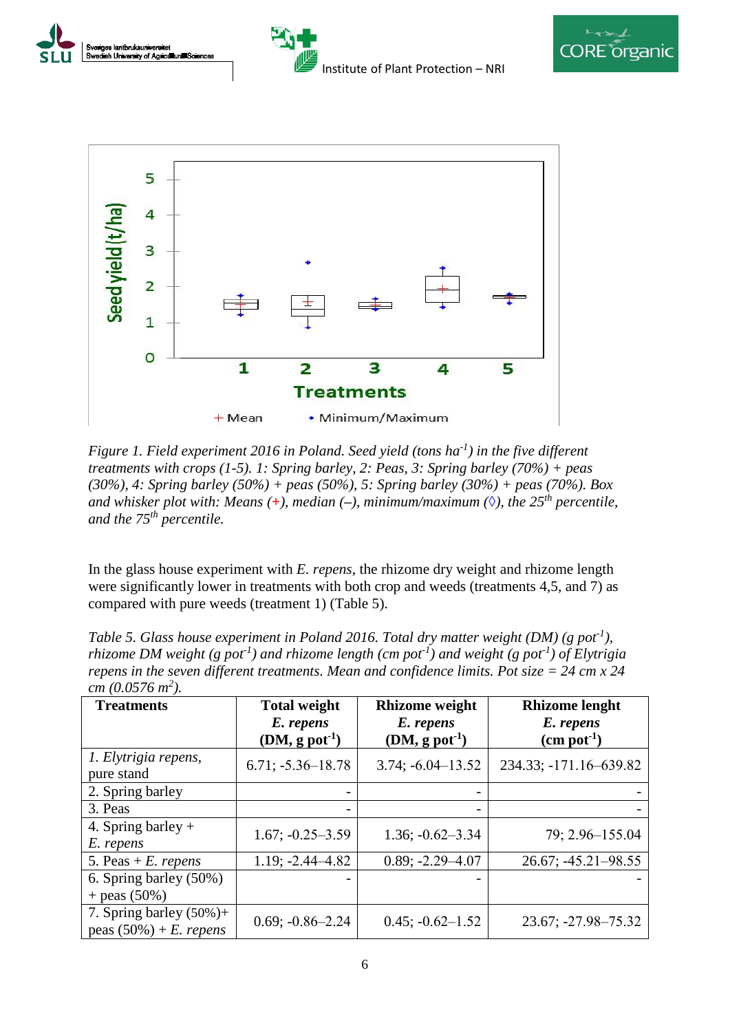Figure 1. Field experiment 2016 in Poland. Seed yield (tons $ha^{-1}$) in the five different treatments with crops (1-5). 1: Spring barley, 2: Peas, 3: Spring barley (70%) + peas (30%), 4: Spring barley (50%) + peas (50%), 5: Spring barley (30%) + peas (70%). Box and whisker plot with: Means (+), median (–), minimum/maximum (◊), the $25^{th}$ percentile, and the $75^{th}$ percentile.

In the glass house experiment with *E. repens*, the rhizome dry weight and rhizome length were significantly lower in treatments with both crop and weeds (treatments 4,5, and 7) as compared with pure weeds (treatment 1) (Table 5).

*Table 5. Glass house experiment in Poland 2016. Total dry matter weight (DM) (g $pot^{-1}$), rhizome DM weight (g $pot^{-1}$) and rhizome length (cm $pot^{-1}$) and weight (g $pot^{-1}$) of Elytrigia repens in the seven different treatments. Mean and confidence limits. Pot size = 24 cm x 24 cm (0.0576 $m^2$).*

| Treatments | Total weight *E. repens* (DM, g $pot^{-1}$) | Rhizome weight *E. repens* (DM, g $pot^{-1}$) | Rhizome lenght *E. repens* (cm $pot^{-1}$) |
|---|---|---|---|
| 1. *Elytrigia repens*, pure stand | 6.71; -5.36–18.78 | 3.74; -6.04–13.52 | 234.33; -171.16–639.82 |
| 2. Spring barley | - | - | - |
| 3. Peas | - | - | - |
| 4. Spring barley + *E. repens* | 1.67; -0.25–3.59 | 1.36; -0.62–3.34 | 79; 2.96–155.04 |
| 5. Peas + *E. repens* | 1.19; -2.44–4.82 | 0.89; -2.29–4.07 | 26.67; -45.21–98.55 |
| 6. Spring barley (50%) + peas (50%) | - | - | - |
| 7. Spring barley (50%)+ peas (50%) + *E. repens* | 0.69; -0.86–2.24 | 0.45; -0.62–1.52 | 23.67; -27.98–75.32 |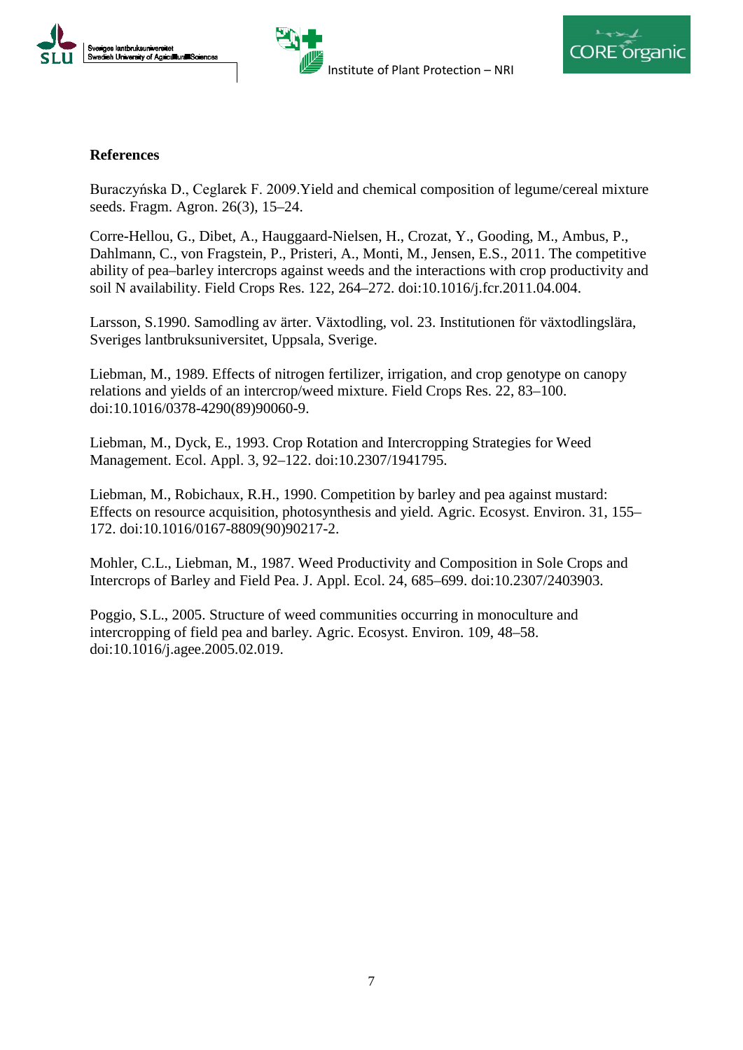**References**

Buraczyńska D., Ceglarek F. 2009.Yield and chemical composition of legume/cereal mixture seeds. Fragm. Agron. 26(3), 15–24.

Corre-Hellou, G., Dibet, A., Hauggaard-Nielsen, H., Crozat, Y., Gooding, M., Ambus, P., Dahlmann, C., von Fragstein, P., Pristeri, A., Monti, M., Jensen, E.S., 2011. The competitive ability of pea–barley intercrops against weeds and the interactions with crop productivity and soil N availability. Field Crops Res. 122, 264–272. doi:10.1016/j.fcr.2011.04.004.

Larsson, S.1990. Samodling av ärter. Växtodling, vol. 23. Institutionen för växtodlingslära, Sveriges lantbruksuniversitet, Uppsala, Sverige.

Liebman, M., 1989. Effects of nitrogen fertilizer, irrigation, and crop genotype on canopy relations and yields of an intercrop/weed mixture. Field Crops Res. 22, 83–100. doi:10.1016/0378-4290(89)90060-9.

Liebman, M., Dyck, E., 1993. Crop Rotation and Intercropping Strategies for Weed Management. Ecol. Appl. 3, 92–122. doi:10.2307/1941795.

Liebman, M., Robichaux, R.H., 1990. Competition by barley and pea against mustard: Effects on resource acquisition, photosynthesis and yield. Agric. Ecosyst. Environ. 31, 155–172. doi:10.1016/0167-8809(90)90217-2.

Mohler, C.L., Liebman, M., 1987. Weed Productivity and Composition in Sole Crops and Intercrops of Barley and Field Pea. J. Appl. Ecol. 24, 685–699. doi:10.2307/2403903.

Poggio, S.L., 2005. Structure of weed communities occurring in monoculture and intercropping of field pea and barley. Agric. Ecosyst. Environ. 109, 48–58. doi:10.1016/j.agee.2005.02.019.